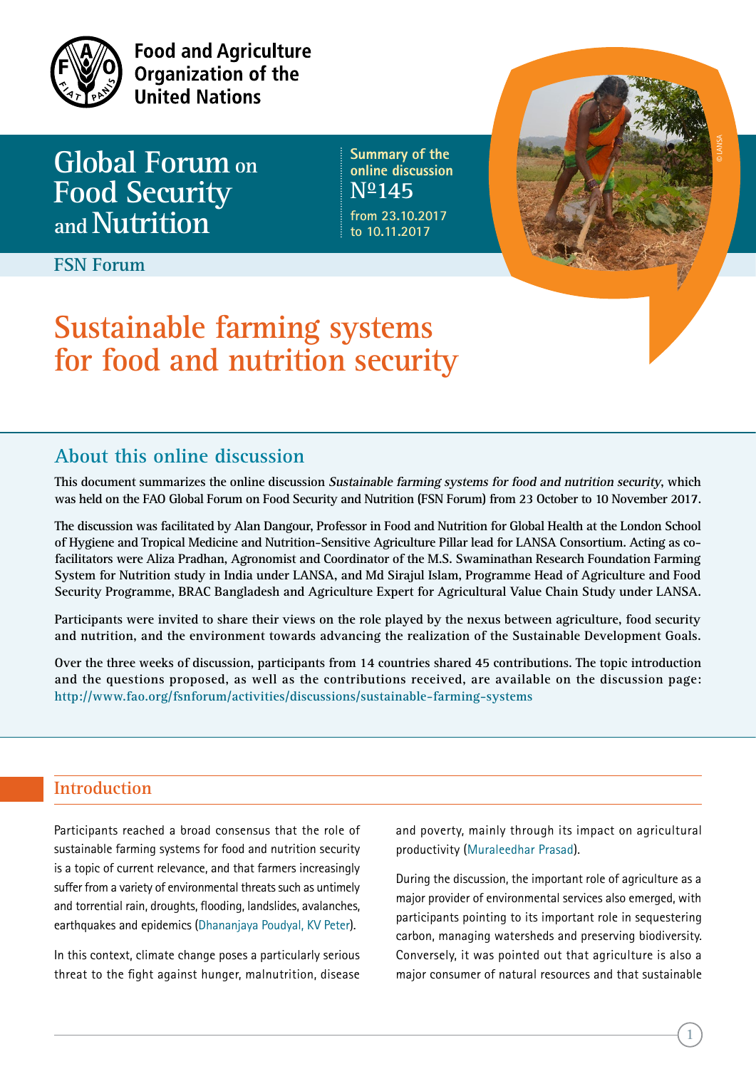Food and Agriculture Organization of the United Nations

# Global Forum on Food Security and Nutrition

Summary of the online discussion
№145
from 23.10.2017 to 10.11.2017

FSN Forum

# Sustainable farming systems for food and nutrition security

## About this online discussion

**This document summarizes the online discussion *Sustainable farming systems for food and nutrition security*, which was held on the FAO Global Forum on Food Security and Nutrition (FSN Forum) from 23 October to 10 November 2017.**

**The discussion was facilitated by Alan Dangour, Professor in Food and Nutrition for Global Health at the London School of Hygiene and Tropical Medicine and Nutrition-Sensitive Agriculture Pillar lead for LANSA Consortium. Acting as co-facilitators were Aliza Pradhan, Agronomist and Coordinator of the M.S. Swaminathan Research Foundation Farming System for Nutrition study in India under LANSA, and Md Sirajul Islam, Programme Head of Agriculture and Food Security Programme, BRAC Bangladesh and Agriculture Expert for Agricultural Value Chain Study under LANSA.**

**Participants were invited to share their views on the role played by the nexus between agriculture, food security and nutrition, and the environment towards advancing the realization of the Sustainable Development Goals.**

**Over the three weeks of discussion, participants from 14 countries shared 45 contributions. The topic introduction and the questions proposed, as well as the contributions received, are available on the discussion page: http://www.fao.org/fsnforum/activities/discussions/sustainable-farming-systems**

## Introduction

Participants reached a broad consensus that the role of sustainable farming systems for food and nutrition security is a topic of current relevance, and that farmers increasingly suffer from a variety of environmental threats such as untimely and torrential rain, droughts, flooding, landslides, avalanches, earthquakes and epidemics (Dhananjaya Poudyal, KV Peter).

In this context, climate change poses a particularly serious threat to the fight against hunger, malnutrition, disease and poverty, mainly through its impact on agricultural productivity (Muraleedhar Prasad).

During the discussion, the important role of agriculture as a major provider of environmental services also emerged, with participants pointing to its important role in sequestering carbon, managing watersheds and preserving biodiversity. Conversely, it was pointed out that agriculture is also a major consumer of natural resources and that sustainable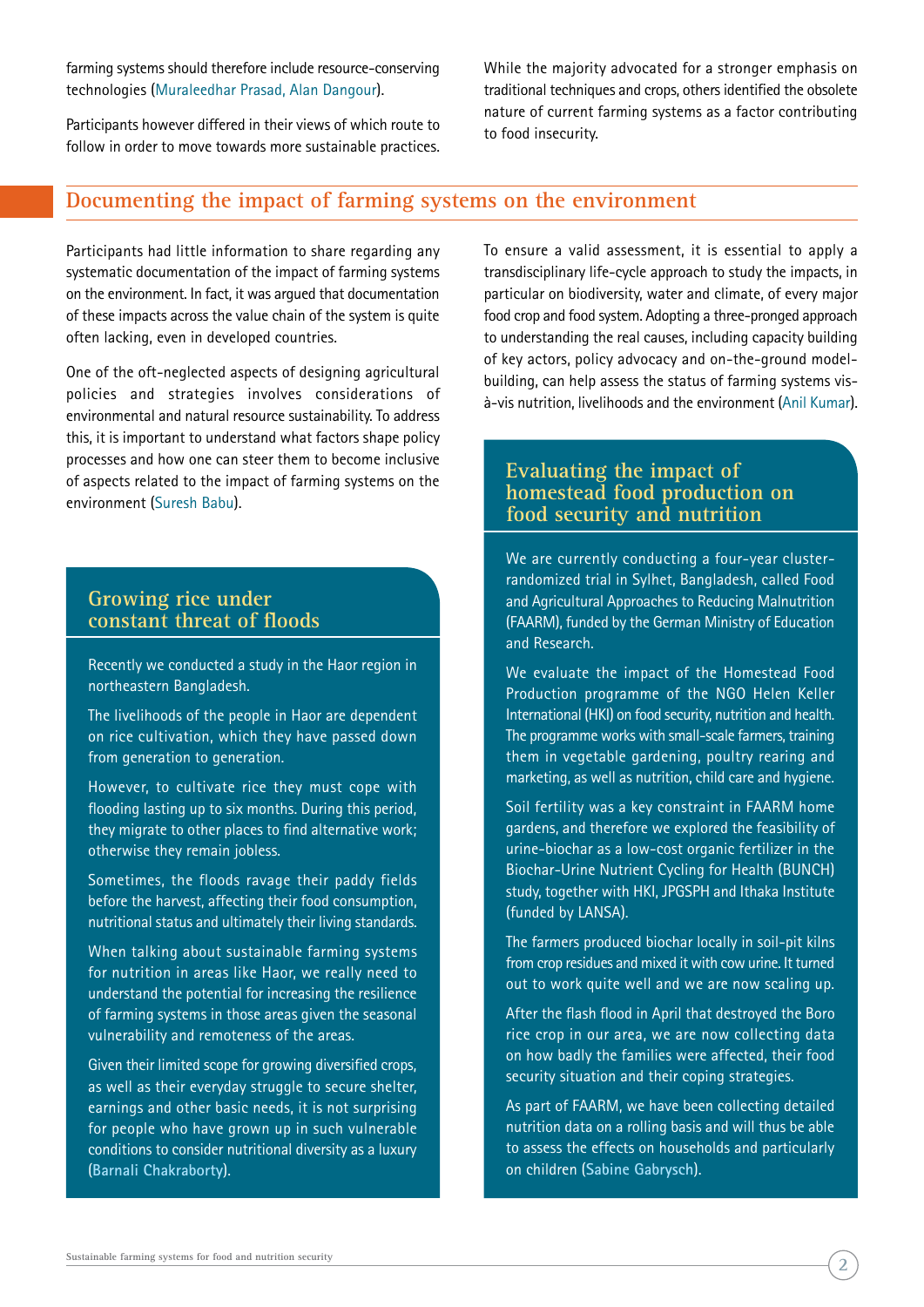farming systems should therefore include resource-conserving technologies (Muraleedhar Prasad, Alan Dangour).

Participants however differed in their views of which route to follow in order to move towards more sustainable practices.

While the majority advocated for a stronger emphasis on traditional techniques and crops, others identified the obsolete nature of current farming systems as a factor contributing to food insecurity.

## Documenting the impact of farming systems on the environment

Participants had little information to share regarding any systematic documentation of the impact of farming systems on the environment. In fact, it was argued that documentation of these impacts across the value chain of the system is quite often lacking, even in developed countries.

One of the oft-neglected aspects of designing agricultural policies and strategies involves considerations of environmental and natural resource sustainability. To address this, it is important to understand what factors shape policy processes and how one can steer them to become inclusive of aspects related to the impact of farming systems on the environment (Suresh Babu).

To ensure a valid assessment, it is essential to apply a transdisciplinary life-cycle approach to study the impacts, in particular on biodiversity, water and climate, of every major food crop and food system. Adopting a three-pronged approach to understanding the real causes, including capacity building of key actors, policy advocacy and on-the-ground model-building, can help assess the status of farming systems vis-à-vis nutrition, livelihoods and the environment (Anil Kumar).

### Growing rice under constant threat of floods

Recently we conducted a study in the Haor region in northeastern Bangladesh.

The livelihoods of the people in Haor are dependent on rice cultivation, which they have passed down from generation to generation.

However, to cultivate rice they must cope with flooding lasting up to six months. During this period, they migrate to other places to find alternative work; otherwise they remain jobless.

Sometimes, the floods ravage their paddy fields before the harvest, affecting their food consumption, nutritional status and ultimately their living standards.

When talking about sustainable farming systems for nutrition in areas like Haor, we really need to understand the potential for increasing the resilience of farming systems in those areas given the seasonal vulnerability and remoteness of the areas.

Given their limited scope for growing diversified crops, as well as their everyday struggle to secure shelter, earnings and other basic needs, it is not surprising for people who have grown up in such vulnerable conditions to consider nutritional diversity as a luxury (**Barnali Chakraborty**).

### Evaluating the impact of homestead food production on food security and nutrition

We are currently conducting a four-year cluster-randomized trial in Sylhet, Bangladesh, called Food and Agricultural Approaches to Reducing Malnutrition (FAARM), funded by the German Ministry of Education and Research.

We evaluate the impact of the Homestead Food Production programme of the NGO Helen Keller International (HKI) on food security, nutrition and health. The programme works with small-scale farmers, training them in vegetable gardening, poultry rearing and marketing, as well as nutrition, child care and hygiene.

Soil fertility was a key constraint in FAARM home gardens, and therefore we explored the feasibility of urine-biochar as a low-cost organic fertilizer in the Biochar-Urine Nutrient Cycling for Health (BUNCH) study, together with HKI, JPGSPH and Ithaka Institute (funded by LANSA).

The farmers produced biochar locally in soil-pit kilns from crop residues and mixed it with cow urine. It turned out to work quite well and we are now scaling up.

After the flash flood in April that destroyed the Boro rice crop in our area, we are now collecting data on how badly the families were affected, their food security situation and their coping strategies.

As part of FAARM, we have been collecting detailed nutrition data on a rolling basis and will thus be able to assess the effects on households and particularly on children (**Sabine Gabrysch**).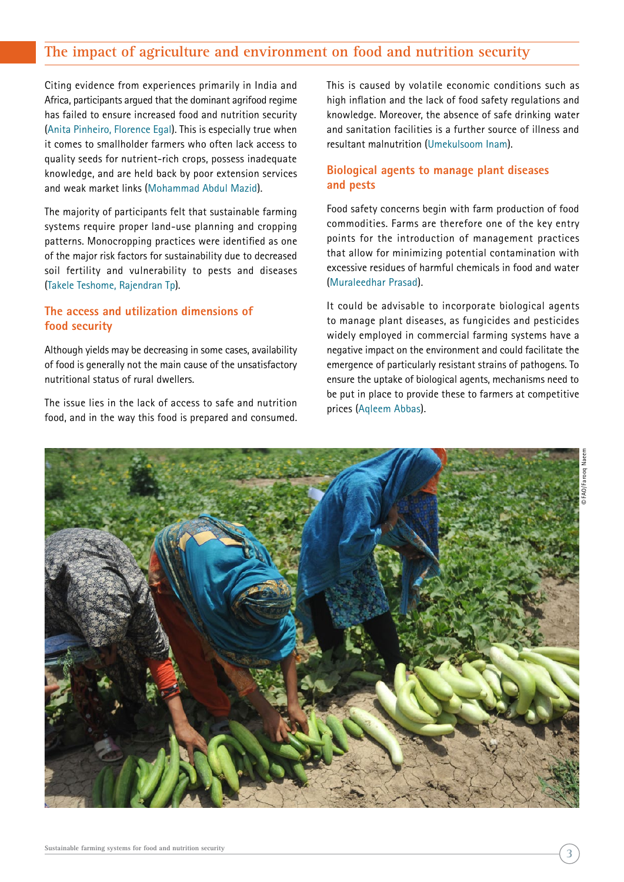## The impact of agriculture and environment on food and nutrition security

Citing evidence from experiences primarily in India and Africa, participants argued that the dominant agrifood regime has failed to ensure increased food and nutrition security (Anita Pinheiro, Florence Egal). This is especially true when it comes to smallholder farmers who often lack access to quality seeds for nutrient-rich crops, possess inadequate knowledge, and are held back by poor extension services and weak market links (Mohammad Abdul Mazid).

The majority of participants felt that sustainable farming systems require proper land-use planning and cropping patterns. Monocropping practices were identified as one of the major risk factors for sustainability due to decreased soil fertility and vulnerability to pests and diseases (Takele Teshome, Rajendran Tp).

### The access and utilization dimensions of food security

Although yields may be decreasing in some cases, availability of food is generally not the main cause of the unsatisfactory nutritional status of rural dwellers.

The issue lies in the lack of access to safe and nutrition food, and in the way this food is prepared and consumed. This is caused by volatile economic conditions such as high inflation and the lack of food safety regulations and knowledge. Moreover, the absence of safe drinking water and sanitation facilities is a further source of illness and resultant malnutrition (Umekulsoom Inam).

### Biological agents to manage plant diseases and pests

Food safety concerns begin with farm production of food commodities. Farms are therefore one of the key entry points for the introduction of management practices that allow for minimizing potential contamination with excessive residues of harmful chemicals in food and water (Muraleedhar Prasad).

It could be advisable to incorporate biological agents to manage plant diseases, as fungicides and pesticides widely employed in commercial farming systems have a negative impact on the environment and could facilitate the emergence of particularly resistant strains of pathogens. To ensure the uptake of biological agents, mechanisms need to be put in place to provide these to farmers at competitive prices (Aqleem Abbas).

© FAO/Farooq Naeem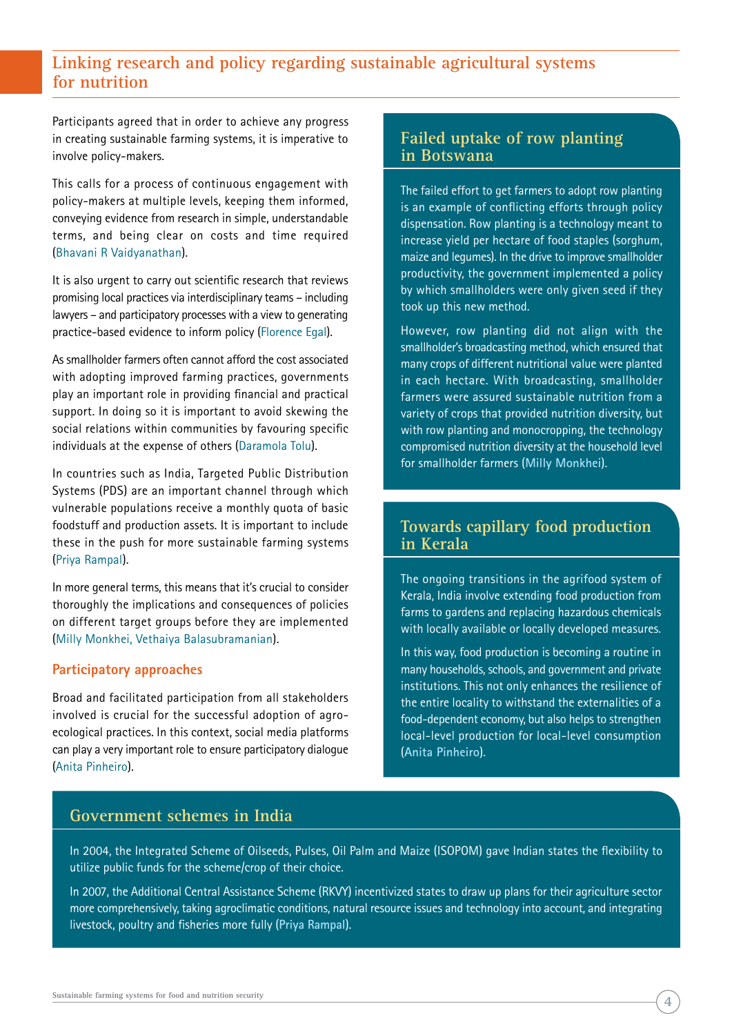## Linking research and policy regarding sustainable agricultural systems for nutrition

Participants agreed that in order to achieve any progress in creating sustainable farming systems, it is imperative to involve policy-makers.

This calls for a process of continuous engagement with policy-makers at multiple levels, keeping them informed, conveying evidence from research in simple, understandable terms, and being clear on costs and time required (Bhavani R Vaidyanathan).

It is also urgent to carry out scientific research that reviews promising local practices via interdisciplinary teams – including lawyers – and participatory processes with a view to generating practice-based evidence to inform policy (Florence Egal).

As smallholder farmers often cannot afford the cost associated with adopting improved farming practices, governments play an important role in providing financial and practical support. In doing so it is important to avoid skewing the social relations within communities by favouring specific individuals at the expense of others (Daramola Tolu).

In countries such as India, Targeted Public Distribution Systems (PDS) are an important channel through which vulnerable populations receive a monthly quota of basic foodstuff and production assets. It is important to include these in the push for more sustainable farming systems (Priya Rampal).

In more general terms, this means that it's crucial to consider thoroughly the implications and consequences of policies on different target groups before they are implemented (Milly Monkhei, Vethaiya Balasubramanian).

### Participatory approaches

Broad and facilitated participation from all stakeholders involved is crucial for the successful adoption of agro-ecological practices. In this context, social media platforms can play a very important role to ensure participatory dialogue (Anita Pinheiro).

### Failed uptake of row planting in Botswana

The failed effort to get farmers to adopt row planting is an example of conflicting efforts through policy dispensation. Row planting is a technology meant to increase yield per hectare of food staples (sorghum, maize and legumes). In the drive to improve smallholder productivity, the government implemented a policy by which smallholders were only given seed if they took up this new method.

However, row planting did not align with the smallholder's broadcasting method, which ensured that many crops of different nutritional value were planted in each hectare. With broadcasting, smallholder farmers were assured sustainable nutrition from a variety of crops that provided nutrition diversity, but with row planting and monocropping, the technology compromised nutrition diversity at the household level for smallholder farmers (Milly Monkhei).

### Towards capillary food production in Kerala

The ongoing transitions in the agrifood system of Kerala, India involve extending food production from farms to gardens and replacing hazardous chemicals with locally available or locally developed measures.

In this way, food production is becoming a routine in many households, schools, and government and private institutions. This not only enhances the resilience of the entire locality to withstand the externalities of a food-dependent economy, but also helps to strengthen local-level production for local-level consumption (Anita Pinheiro).

### Government schemes in India

In 2004, the Integrated Scheme of Oilseeds, Pulses, Oil Palm and Maize (ISOPOM) gave Indian states the flexibility to utilize public funds for the scheme/crop of their choice.

In 2007, the Additional Central Assistance Scheme (RKVY) incentivized states to draw up plans for their agriculture sector more comprehensively, taking agroclimatic conditions, natural resource issues and technology into account, and integrating livestock, poultry and fisheries more fully (Priya Rampal).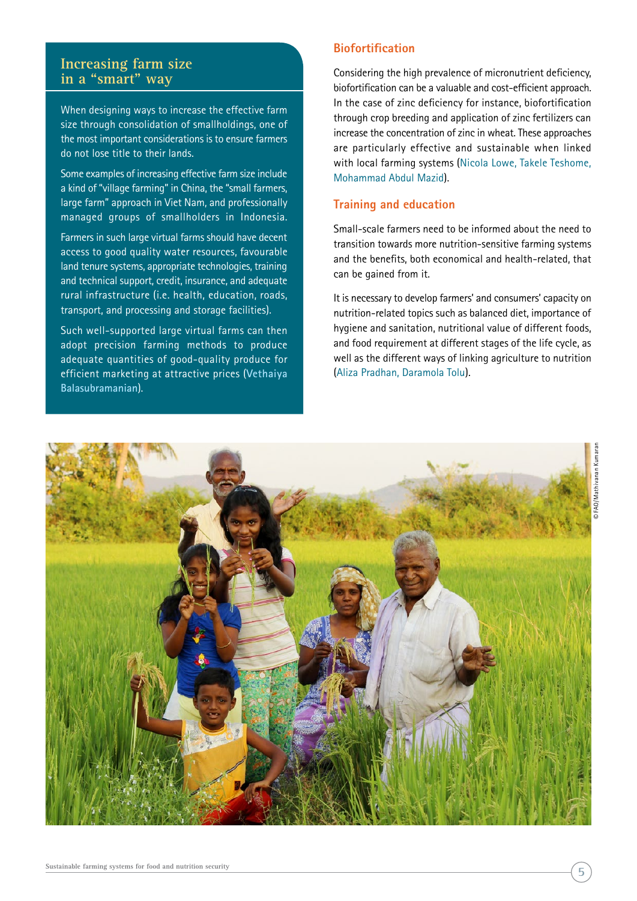## Increasing farm size in a "smart" way

When designing ways to increase the effective farm size through consolidation of smallholdings, one of the most important considerations is to ensure farmers do not lose title to their lands.

Some examples of increasing effective farm size include a kind of "village farming" in China, the "small farmers, large farm" approach in Viet Nam, and professionally managed groups of smallholders in Indonesia.

Farmers in such large virtual farms should have decent access to good quality water resources, favourable land tenure systems, appropriate technologies, training and technical support, credit, insurance, and adequate rural infrastructure (i.e. health, education, roads, transport, and processing and storage facilities).

Such well-supported large virtual farms can then adopt precision farming methods to produce adequate quantities of good-quality produce for efficient marketing at attractive prices (Vethaiya Balasubramanian).

## Biofortification

Considering the high prevalence of micronutrient deficiency, biofortification can be a valuable and cost-efficient approach. In the case of zinc deficiency for instance, biofortification through crop breeding and application of zinc fertilizers can increase the concentration of zinc in wheat. These approaches are particularly effective and sustainable when linked with local farming systems (Nicola Lowe, Takele Teshome, Mohammad Abdul Mazid).

## Training and education

Small-scale farmers need to be informed about the need to transition towards more nutrition-sensitive farming systems and the benefits, both economical and health-related, that can be gained from it.

It is necessary to develop farmers' and consumers' capacity on nutrition-related topics such as balanced diet, importance of hygiene and sanitation, nutritional value of different foods, and food requirement at different stages of the life cycle, as well as the different ways of linking agriculture to nutrition (Aliza Pradhan, Daramola Tolu).

© FAO/Mathivanan Kumaran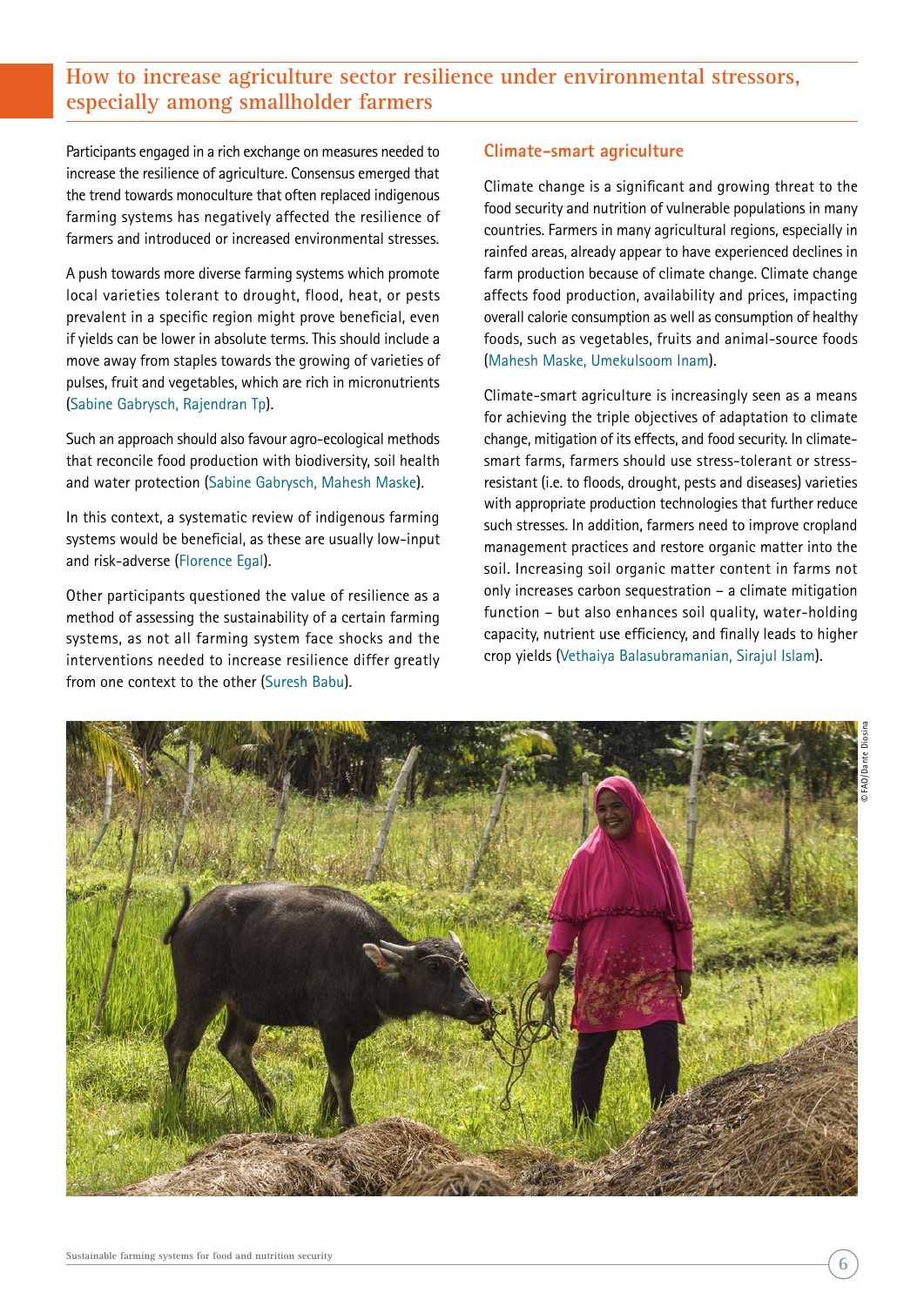## How to increase agriculture sector resilience under environmental stressors, especially among smallholder farmers

Participants engaged in a rich exchange on measures needed to increase the resilience of agriculture. Consensus emerged that the trend towards monoculture that often replaced indigenous farming systems has negatively affected the resilience of farmers and introduced or increased environmental stresses.

A push towards more diverse farming systems which promote local varieties tolerant to drought, flood, heat, or pests prevalent in a specific region might prove beneficial, even if yields can be lower in absolute terms. This should include a move away from staples towards the growing of varieties of pulses, fruit and vegetables, which are rich in micronutrients (Sabine Gabrysch, Rajendran Tp).

Such an approach should also favour agro-ecological methods that reconcile food production with biodiversity, soil health and water protection (Sabine Gabrysch, Mahesh Maske).

In this context, a systematic review of indigenous farming systems would be beneficial, as these are usually low-input and risk-adverse (Florence Egal).

Other participants questioned the value of resilience as a method of assessing the sustainability of a certain farming systems, as not all farming system face shocks and the interventions needed to increase resilience differ greatly from one context to the other (Suresh Babu).

### Climate-smart agriculture

Climate change is a significant and growing threat to the food security and nutrition of vulnerable populations in many countries. Farmers in many agricultural regions, especially in rainfed areas, already appear to have experienced declines in farm production because of climate change. Climate change affects food production, availability and prices, impacting overall calorie consumption as well as consumption of healthy foods, such as vegetables, fruits and animal-source foods (Mahesh Maske, Umekulsoom Inam).

Climate-smart agriculture is increasingly seen as a means for achieving the triple objectives of adaptation to climate change, mitigation of its effects, and food security. In climate-smart farms, farmers should use stress-tolerant or stress-resistant (i.e. to floods, drought, pests and diseases) varieties with appropriate production technologies that further reduce such stresses. In addition, farmers need to improve cropland management practices and restore organic matter into the soil. Increasing soil organic matter content in farms not only increases carbon sequestration – a climate mitigation function – but also enhances soil quality, water-holding capacity, nutrient use efficiency, and finally leads to higher crop yields (Vethaiya Balasubramanian, Sirajul Islam).

© FAO/Dante Diosina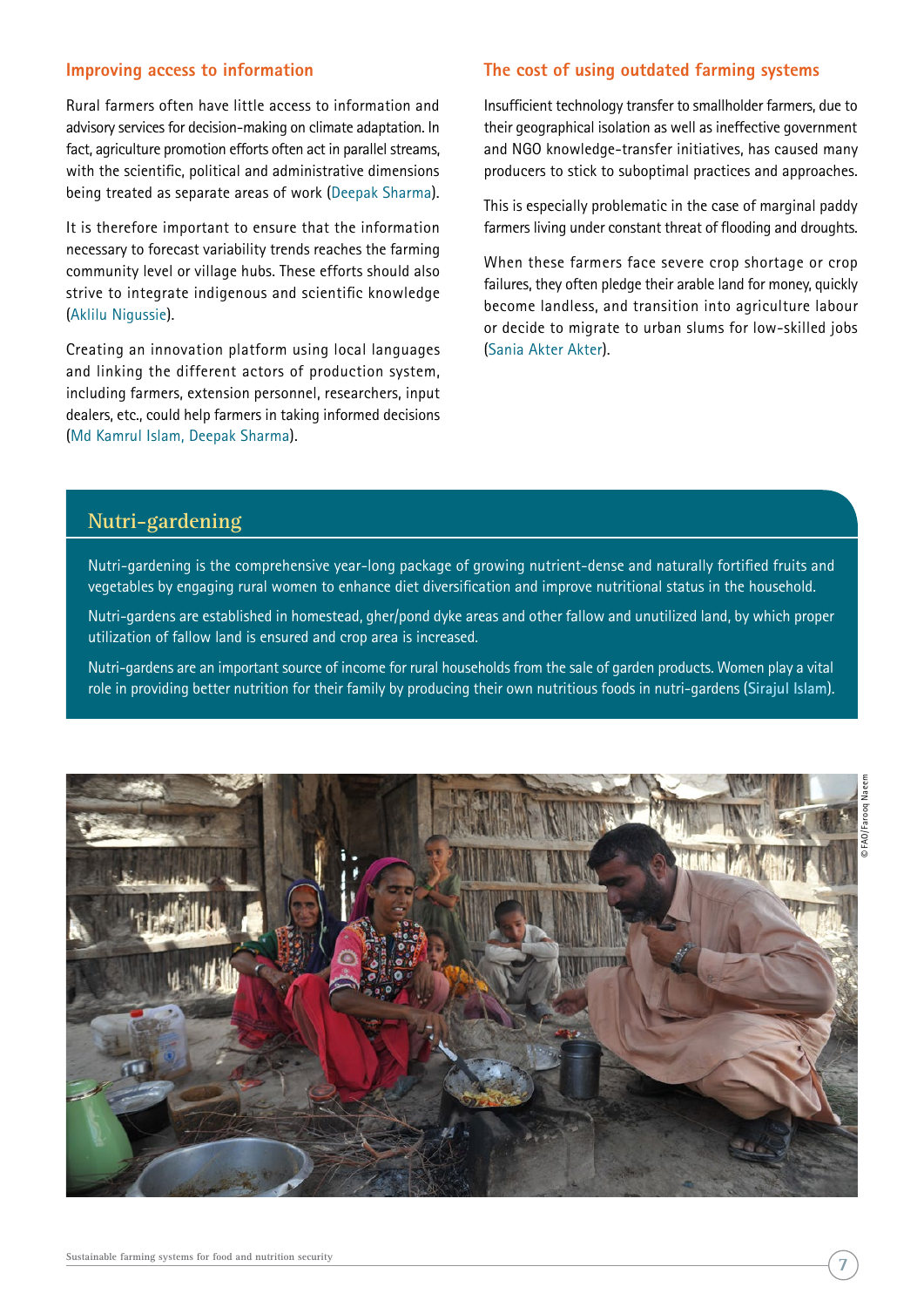## Improving access to information

Rural farmers often have little access to information and advisory services for decision-making on climate adaptation. In fact, agriculture promotion efforts often act in parallel streams, with the scientific, political and administrative dimensions being treated as separate areas of work (Deepak Sharma).

It is therefore important to ensure that the information necessary to forecast variability trends reaches the farming community level or village hubs. These efforts should also strive to integrate indigenous and scientific knowledge (Aklilu Nigussie).

Creating an innovation platform using local languages and linking the different actors of production system, including farmers, extension personnel, researchers, input dealers, etc., could help farmers in taking informed decisions (Md Kamrul Islam, Deepak Sharma).

## The cost of using outdated farming systems

Insufficient technology transfer to smallholder farmers, due to their geographical isolation as well as ineffective government and NGO knowledge-transfer initiatives, has caused many producers to stick to suboptimal practices and approaches.

This is especially problematic in the case of marginal paddy farmers living under constant threat of flooding and droughts.

When these farmers face severe crop shortage or crop failures, they often pledge their arable land for money, quickly become landless, and transition into agriculture labour or decide to migrate to urban slums for low-skilled jobs (Sania Akter Akter).

## Nutri-gardening

Nutri-gardening is the comprehensive year-long package of growing nutrient-dense and naturally fortified fruits and vegetables by engaging rural women to enhance diet diversification and improve nutritional status in the household.

Nutri-gardens are established in homestead, gher/pond dyke areas and other fallow and unutilized land, by which proper utilization of fallow land is ensured and crop area is increased.

Nutri-gardens are an important source of income for rural households from the sale of garden products. Women play a vital role in providing better nutrition for their family by producing their own nutritious foods in nutri-gardens (Sirajul Islam).

© FAO/Farooq Naeem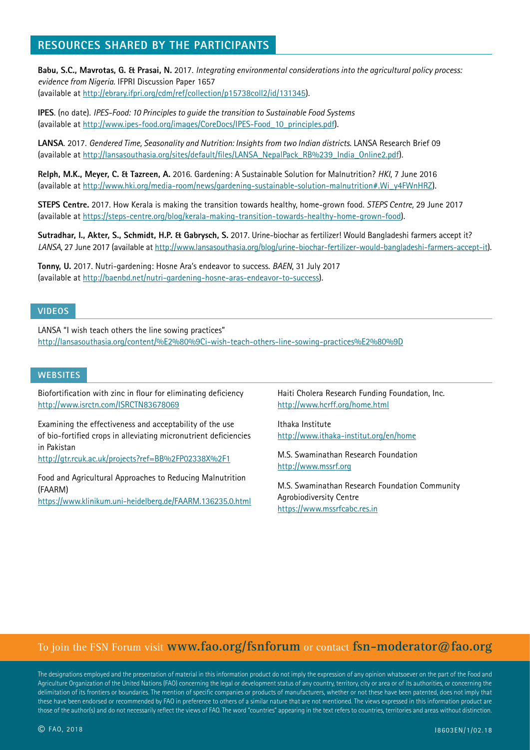## RESOURCES SHARED BY THE PARTICIPANTS

**Babu, S.C., Mavrotas, G. & Prasai, N.** 2017. *Integrating environmental considerations into the agricultural policy process: evidence from Nigeria*. IFPRI Discussion Paper 1657 (available at http://ebrary.ifpri.org/cdm/ref/collection/p15738coll2/id/131345).

**IPES**. (no date). *IPES-Food: 10 Principles to guide the transition to Sustainable Food Systems* (available at http://www.ipes-food.org/images/CoreDocs/IPES-Food_10_principles.pdf).

**LANSA**. 2017. *Gendered Time, Seasonality and Nutrition: Insights from two Indian districts.* LANSA Research Brief 09 (available at http://lansasouthasia.org/sites/default/files/LANSA_NepalPack_RB%239_India_Online2.pdf).

**Relph, M.K., Meyer, C. & Tazreen, A.** 2016. Gardening: A Sustainable Solution for Malnutrition? *HKI*, 7 June 2016 (available at http://www.hki.org/media-room/news/gardening-sustainable-solution-malnutrition#.Wi_y4FWnHRZ).

**STEPS Centre.** 2017. How Kerala is making the transition towards healthy, home-grown food. *STEPS Centre*, 29 June 2017 (available at https://steps-centre.org/blog/kerala-making-transition-towards-healthy-home-grown-food).

**Sutradhar, I., Akter, S., Schmidt, H.P. & Gabrysch, S.** 2017. Urine-biochar as fertilizer! Would Bangladeshi farmers accept it? *LANSA*, 27 June 2017 (available at http://www.lansasouthasia.org/blog/urine-biochar-fertilizer-would-bangladeshi-farmers-accept-it).

**Tonny, U.** 2017. Nutri-gardening: Hosne Ara's endeavor to success. *BAEN*, 31 July 2017 (available at http://baenbd.net/nutri-gardening-hosne-aras-endeavor-to-success).

### VIDEOS

LANSA "I wish teach others the line sowing practices"
http://lansasouthasia.org/content/%E2%80%9Ci-wish-teach-others-line-sowing-practices%E2%80%9D

### WEBSITES

Biofortification with zinc in flour for eliminating deficiency
http://www.isrctn.com/ISRCTN83678069

Examining the effectiveness and acceptability of the use of bio-fortified crops in alleviating micronutrient deficiencies in Pakistan
http://gtr.rcuk.ac.uk/projects?ref=BB%2FP02338X%2F1

Food and Agricultural Approaches to Reducing Malnutrition (FAARM)
https://www.klinikum.uni-heidelberg.de/FAARM.136235.0.html

Haiti Cholera Research Funding Foundation, Inc.
http://www.hcrff.org/home.html

Ithaka Institute
http://www.ithaka-institut.org/en/home

M.S. Swaminathan Research Foundation
http://www.mssrf.org

M.S. Swaminathan Research Foundation Community Agrobiodiversity Centre
https://www.mssrfcabc.res.in

To join the FSN Forum visit **www.fao.org/fsnforum** or contact **fsn-moderator@fao.org**

The designations employed and the presentation of material in this information product do not imply the expression of any opinion whatsoever on the part of the Food and Agriculture Organization of the United Nations (FAO) concerning the legal or development status of any country, territory, city or area or of its authorities, or concerning the delimitation of its frontiers or boundaries. The mention of specific companies or products of manufacturers, whether or not these have been patented, does not imply that these have been endorsed or recommended by FAO in preference to others of a similar nature that are not mentioned. The views expressed in this information product are those of the author(s) and do not necessarily reflect the views of FAO. The word "countries" appearing in the text refers to countries, territories and areas without distinction.

© FAO, 2018

I8603EN/1/02.18